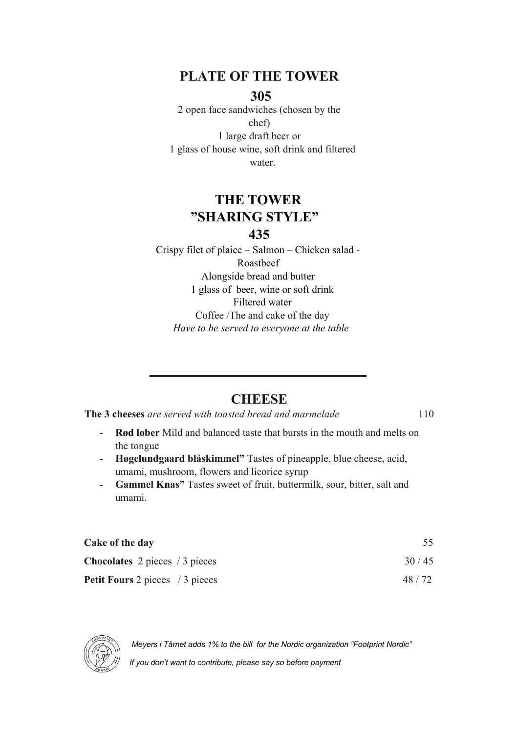## PLATE OF THE TOWER

**305**

2 open face sandwiches (chosen by the chef)
1 large draft beer or
1 glass of house wine, soft drink and filtered water.

## THE TOWER "SHARING STYLE"

**435**

Crispy filet of plaice – Salmon – Chicken salad - Roastbeef
Alongside bread and butter
1 glass of beer, wine or soft drink
Filtered water
Coffee /The and cake of the day
*Have to be served to everyone at the table*

---

## CHEESE

**The 3 cheeses** *are served with toasted bread and marmelade* 110

- **Rød løber** Mild and balanced taste that bursts in the mouth and melts on the tongue
- **Høgelundgaard blåskimmel"** Tastes of pineapple, blue cheese, acid, umami, mushroom, flowers and licorice syrup
- **Gammel Knas"** Tastes sweet of fruit, buttermilk, sour, bitter, salt and umami.

| | |
|---|---|
| **Cake of the day** | 55 |
| **Chocolates** 2 pieces / 3 pieces | 30 / 45 |
| **Petit Fours** 2 pieces / 3 pieces | 48 / 72 |

*Meyers i Tårnet adds 1% to the bill for the Nordic organization "Footprint Nordic"*

*If you don't want to contribute, please say so before payment*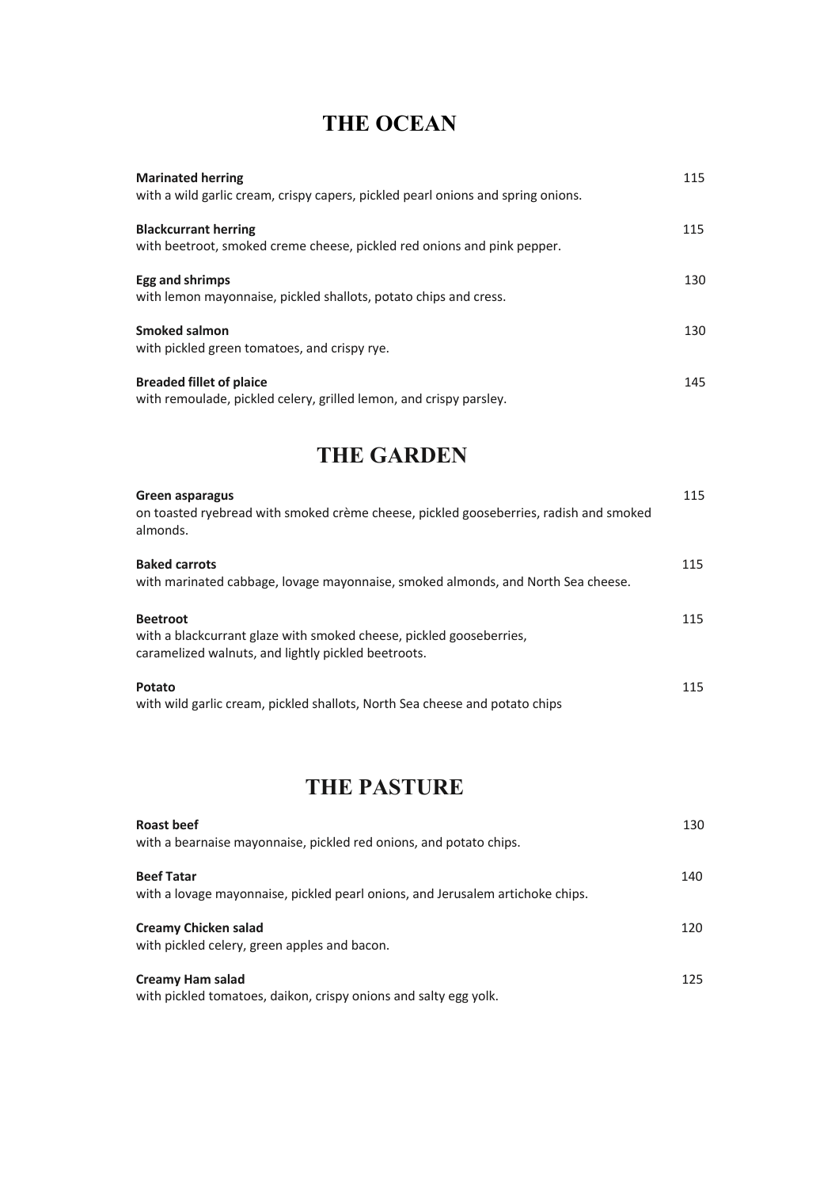## THE OCEAN

**Marinated herring** 115
with a wild garlic cream, crispy capers, pickled pearl onions and spring onions.

**Blackcurrant herring** 115
with beetroot, smoked creme cheese, pickled red onions and pink pepper.

**Egg and shrimps** 130
with lemon mayonnaise, pickled shallots, potato chips and cress.

**Smoked salmon** 130
with pickled green tomatoes, and crispy rye.

**Breaded fillet of plaice** 145
with remoulade, pickled celery, grilled lemon, and crispy parsley.

## THE GARDEN

**Green asparagus** 115
on toasted ryebread with smoked crème cheese, pickled gooseberries, radish and smoked almonds.

**Baked carrots** 115
with marinated cabbage, lovage mayonnaise, smoked almonds, and North Sea cheese.

**Beetroot** 115
with a blackcurrant glaze with smoked cheese, pickled gooseberries, caramelized walnuts, and lightly pickled beetroots.

**Potato** 115
with wild garlic cream, pickled shallots, North Sea cheese and potato chips

## THE PASTURE

**Roast beef** 130
with a bearnaise mayonnaise, pickled red onions, and potato chips.

**Beef Tatar** 140
with a lovage mayonnaise, pickled pearl onions, and Jerusalem artichoke chips.

**Creamy Chicken salad** 120
with pickled celery, green apples and bacon.

**Creamy Ham salad** 125
with pickled tomatoes, daikon, crispy onions and salty egg yolk.